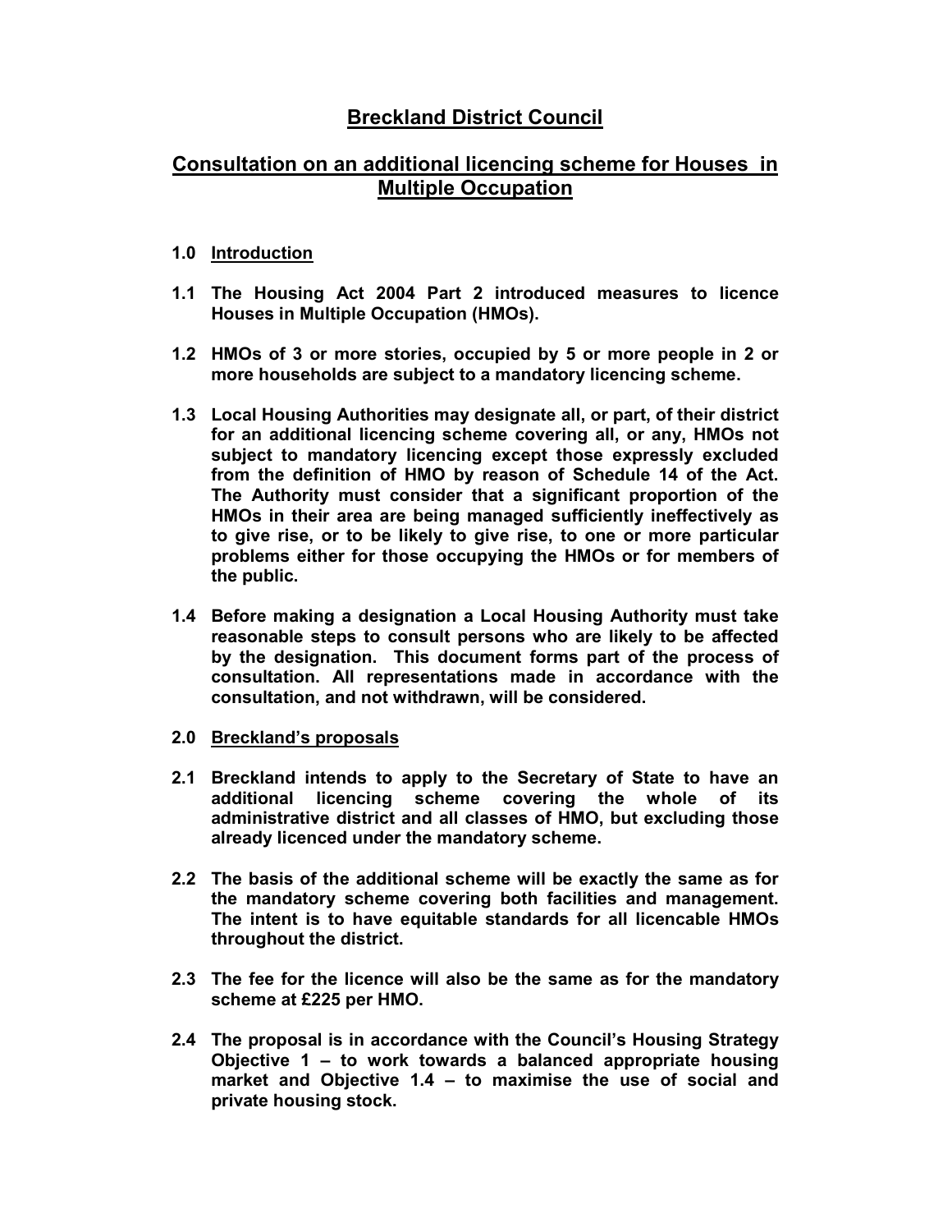# Breckland District Council

## Consultation on an additional licencing scheme for Houses in Multiple Occupation

### 1.0 Introduction

**1.1 The Housing Act 2004 Part 2 introduced measures to licence Houses in Multiple Occupation (HMOs).**

**1.2 HMOs of 3 or more stories, occupied by 5 or more people in 2 or more households are subject to a mandatory licencing scheme.**

**1.3 Local Housing Authorities may designate all, or part, of their district for an additional licencing scheme covering all, or any, HMOs not subject to mandatory licencing except those expressly excluded from the definition of HMO by reason of Schedule 14 of the Act. The Authority must consider that a significant proportion of the HMOs in their area are being managed sufficiently ineffectively as to give rise, or to be likely to give rise, to one or more particular problems either for those occupying the HMOs or for members of the public.**

**1.4 Before making a designation a Local Housing Authority must take reasonable steps to consult persons who are likely to be affected by the designation. This document forms part of the process of consultation. All representations made in accordance with the consultation, and not withdrawn, will be considered.**

### 2.0 Breckland's proposals

**2.1 Breckland intends to apply to the Secretary of State to have an additional licencing scheme covering the whole of its administrative district and all classes of HMO, but excluding those already licenced under the mandatory scheme.**

**2.2 The basis of the additional scheme will be exactly the same as for the mandatory scheme covering both facilities and management. The intent is to have equitable standards for all licencable HMOs throughout the district.**

**2.3 The fee for the licence will also be the same as for the mandatory scheme at £225 per HMO.**

**2.4 The proposal is in accordance with the Council's Housing Strategy Objective 1 – to work towards a balanced appropriate housing market and Objective 1.4 – to maximise the use of social and private housing stock.**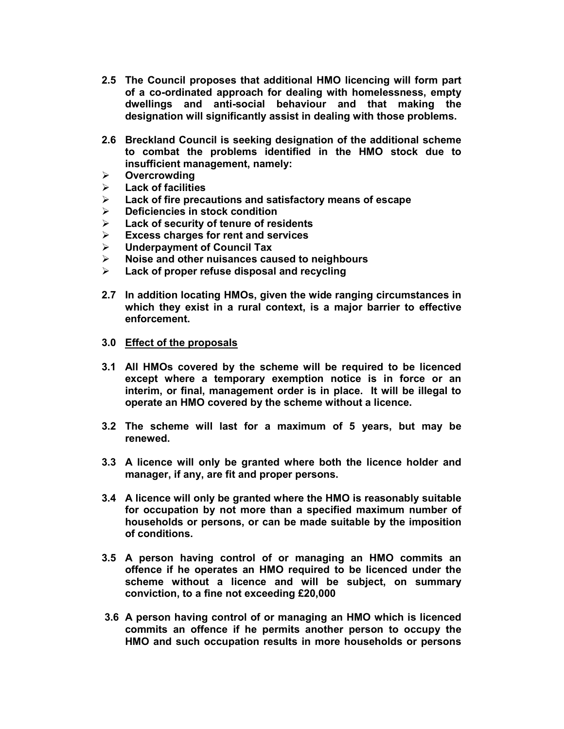**2.5 The Council proposes that additional HMO licencing will form part of a co-ordinated approach for dealing with homelessness, empty dwellings and anti-social behaviour and that making the designation will significantly assist in dealing with those problems.**

**2.6 Breckland Council is seeking designation of the additional scheme to combat the problems identified in the HMO stock due to insufficient management, namely:**

- **Overcrowding**
- **Lack of facilities**
- **Lack of fire precautions and satisfactory means of escape**
- **Deficiencies in stock condition**
- **Lack of security of tenure of residents**
- **Excess charges for rent and services**
- **Underpayment of Council Tax**
- **Noise and other nuisances caused to neighbours**
- **Lack of proper refuse disposal and recycling**

**2.7 In addition locating HMOs, given the wide ranging circumstances in which they exist in a rural context, is a major barrier to effective enforcement.**

## **3.0 Effect of the proposals**

**3.1 All HMOs covered by the scheme will be required to be licenced except where a temporary exemption notice is in force or an interim, or final, management order is in place. It will be illegal to operate an HMO covered by the scheme without a licence.**

**3.2 The scheme will last for a maximum of 5 years, but may be renewed.**

**3.3 A licence will only be granted where both the licence holder and manager, if any, are fit and proper persons.**

**3.4 A licence will only be granted where the HMO is reasonably suitable for occupation by not more than a specified maximum number of households or persons, or can be made suitable by the imposition of conditions.**

**3.5 A person having control of or managing an HMO commits an offence if he operates an HMO required to be licenced under the scheme without a licence and will be subject, on summary conviction, to a fine not exceeding £20,000**

**3.6 A person having control of or managing an HMO which is licenced commits an offence if he permits another person to occupy the HMO and such occupation results in more households or persons**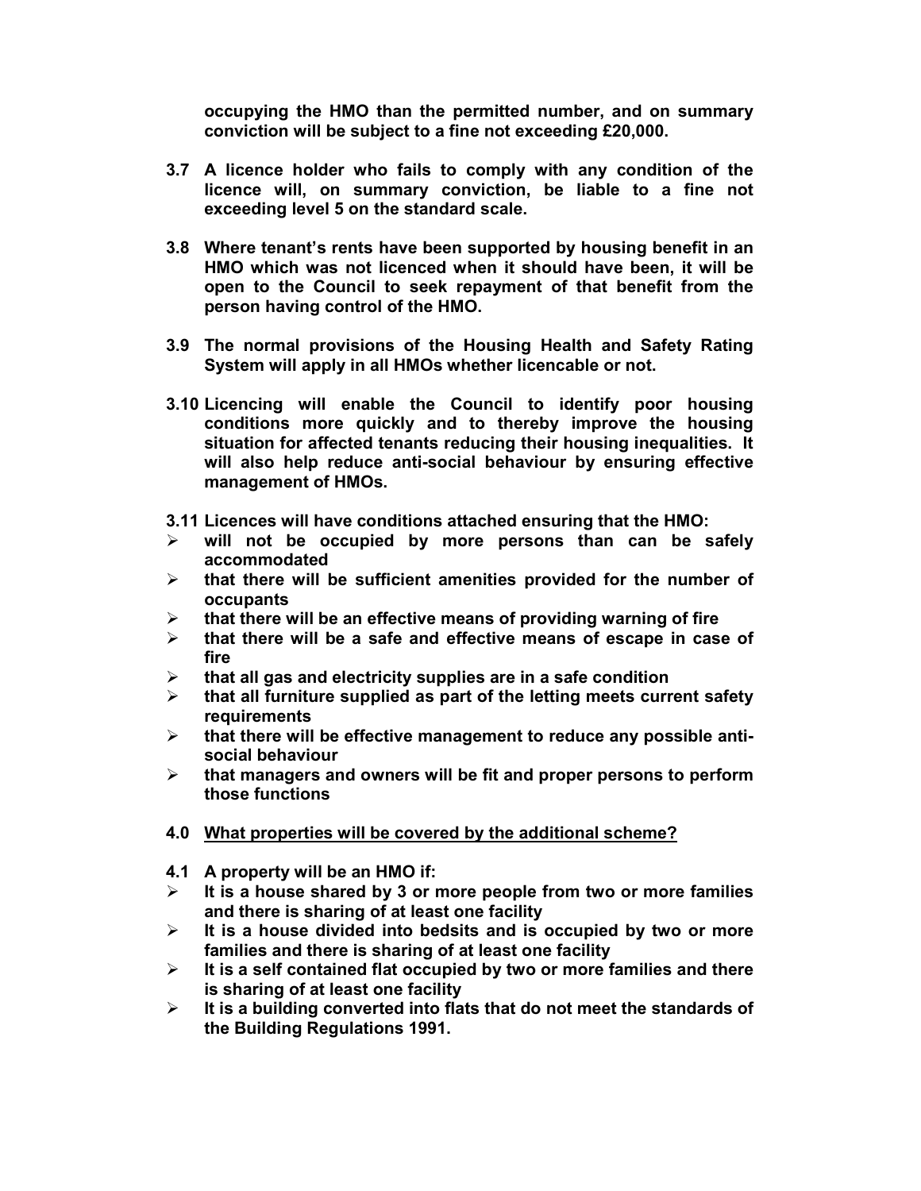**occupying the HMO than the permitted number, and on summary conviction will be subject to a fine not exceeding £20,000.**

**3.7 A licence holder who fails to comply with any condition of the licence will, on summary conviction, be liable to a fine not exceeding level 5 on the standard scale.**

**3.8 Where tenant's rents have been supported by housing benefit in an HMO which was not licenced when it should have been, it will be open to the Council to seek repayment of that benefit from the person having control of the HMO.**

**3.9 The normal provisions of the Housing Health and Safety Rating System will apply in all HMOs whether licencable or not.**

**3.10 Licencing will enable the Council to identify poor housing conditions more quickly and to thereby improve the housing situation for affected tenants reducing their housing inequalities. It will also help reduce anti-social behaviour by ensuring effective management of HMOs.**

**3.11 Licences will have conditions attached ensuring that the HMO:**

- **will not be occupied by more persons than can be safely accommodated**
- **that there will be sufficient amenities provided for the number of occupants**
- **that there will be an effective means of providing warning of fire**
- **that there will be a safe and effective means of escape in case of fire**
- **that all gas and electricity supplies are in a safe condition**
- **that all furniture supplied as part of the letting meets current safety requirements**
- **that there will be effective management to reduce any possible anti-social behaviour**
- **that managers and owners will be fit and proper persons to perform those functions**

**4.0 <u>What properties will be covered by the additional scheme?</u>**

**4.1 A property will be an HMO if:**

- **It is a house shared by 3 or more people from two or more families and there is sharing of at least one facility**
- **It is a house divided into bedsits and is occupied by two or more families and there is sharing of at least one facility**
- **It is a self contained flat occupied by two or more families and there is sharing of at least one facility**
- **It is a building converted into flats that do not meet the standards of the Building Regulations 1991.**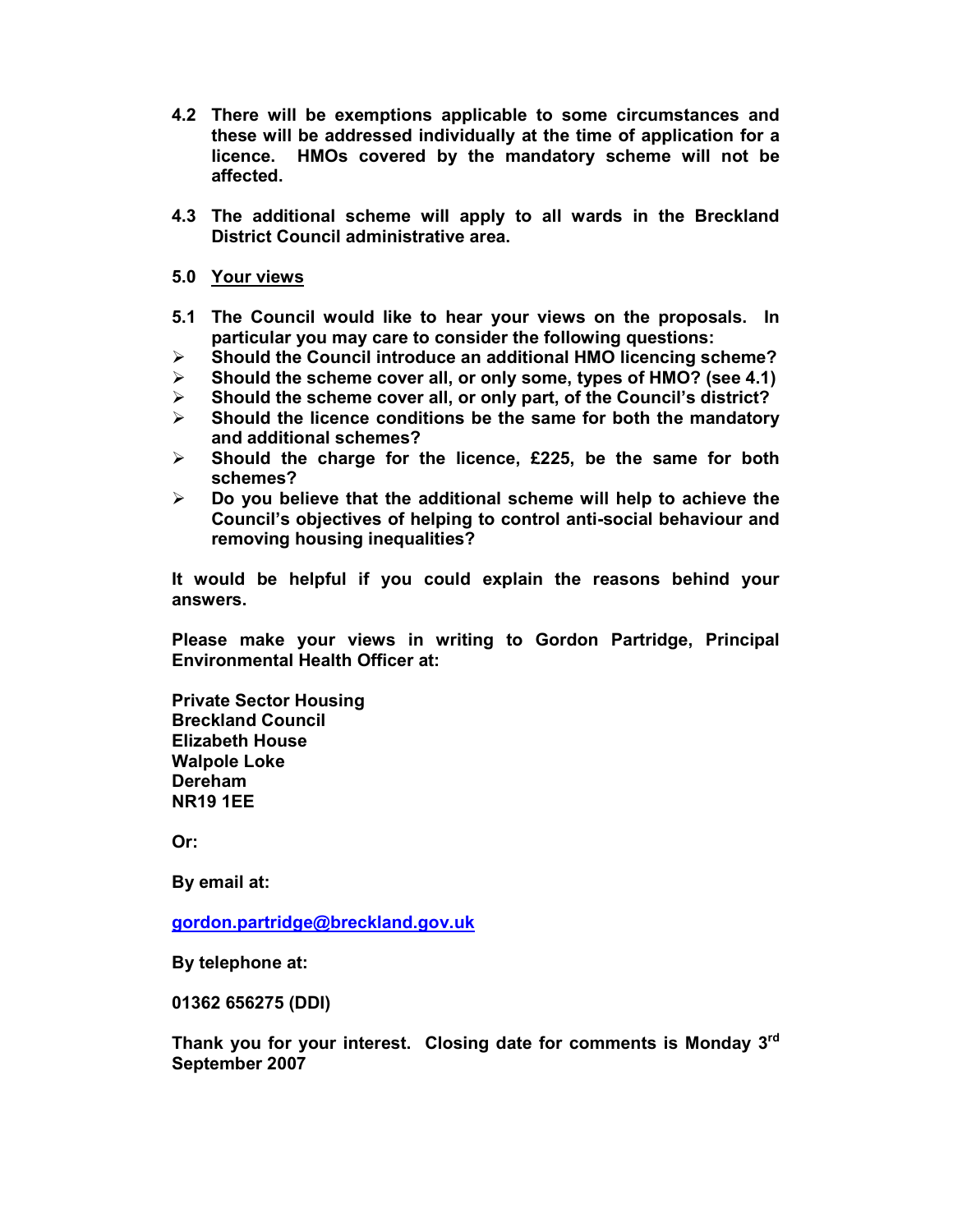**4.2 There will be exemptions applicable to some circumstances and these will be addressed individually at the time of application for a licence. HMOs covered by the mandatory scheme will not be affected.**

**4.3 The additional scheme will apply to all wards in the Breckland District Council administrative area.**

## **5.0 Your views**

**5.1 The Council would like to hear your views on the proposals. In particular you may care to consider the following questions:**

- **Should the Council introduce an additional HMO licencing scheme?**
- **Should the scheme cover all, or only some, types of HMO? (see 4.1)**
- **Should the scheme cover all, or only part, of the Council's district?**
- **Should the licence conditions be the same for both the mandatory and additional schemes?**
- **Should the charge for the licence, £225, be the same for both schemes?**
- **Do you believe that the additional scheme will help to achieve the Council's objectives of helping to control anti-social behaviour and removing housing inequalities?**

**It would be helpful if you could explain the reasons behind your answers.**

**Please make your views in writing to Gordon Partridge, Principal Environmental Health Officer at:**

**Private Sector Housing**
**Breckland Council**
**Elizabeth House**
**Walpole Loke**
**Dereham**
**NR19 1EE**

**Or:**

**By email at:**

**gordon.partridge@breckland.gov.uk**

**By telephone at:**

**01362 656275 (DDI)**

**Thank you for your interest. Closing date for comments is Monday 3rd September 2007**